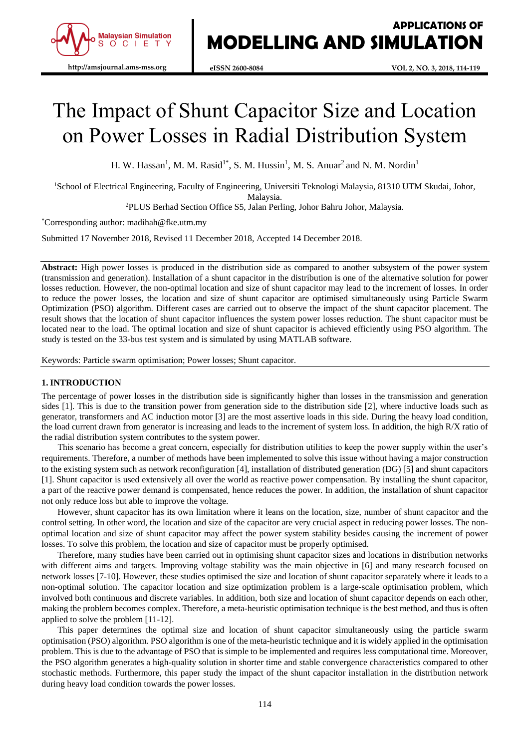# The Impact of Shunt Capacitor Size and Location on Power Losses in Radial Distribution System

H. W. Hassan[1], M. M. Rasid[1*], S. M. Hussin[1], M. S. Anuar[2] and N. M. Nordin[1]

[1]School of Electrical Engineering, Faculty of Engineering, Universiti Teknologi Malaysia, 81310 UTM Skudai, Johor, Malaysia.

[2]PLUS Berhad Section Office S5, Jalan Perling, Johor Bahru Johor, Malaysia.

[*]Corresponding author: madihah@fke.utm.my

Submitted 17 November 2018, Revised 11 December 2018, Accepted 14 December 2018.

**Abstract:** High power losses is produced in the distribution side as compared to another subsystem of the power system (transmission and generation). Installation of a shunt capacitor in the distribution is one of the alternative solution for power losses reduction. However, the non-optimal location and size of shunt capacitor may lead to the increment of losses. In order to reduce the power losses, the location and size of shunt capacitor are optimised simultaneously using Particle Swarm Optimization (PSO) algorithm. Different cases are carried out to observe the impact of the shunt capacitor placement. The result shows that the location of shunt capacitor influences the system power losses reduction. The shunt capacitor must be located near to the load. The optimal location and size of shunt capacitor is achieved efficiently using PSO algorithm. The study is tested on the 33-bus test system and is simulated by using MATLAB software.

Keywords: Particle swarm optimisation; Power losses; Shunt capacitor.

## 1. INTRODUCTION

The percentage of power losses in the distribution side is significantly higher than losses in the transmission and generation sides [1]. This is due to the transition power from generation side to the distribution side [2], where inductive loads such as generator, transformers and AC induction motor [3] are the most assertive loads in this side. During the heavy load condition, the load current drawn from generator is increasing and leads to the increment of system loss. In addition, the high R/X ratio of the radial distribution system contributes to the system power.

This scenario has become a great concern, especially for distribution utilities to keep the power supply within the user's requirements. Therefore, a number of methods have been implemented to solve this issue without having a major construction to the existing system such as network reconfiguration [4], installation of distributed generation (DG) [5] and shunt capacitors [1]. Shunt capacitor is used extensively all over the world as reactive power compensation. By installing the shunt capacitor, a part of the reactive power demand is compensated, hence reduces the power. In addition, the installation of shunt capacitor not only reduce loss but able to improve the voltage.

However, shunt capacitor has its own limitation where it leans on the location, size, number of shunt capacitor and the control setting. In other word, the location and size of the capacitor are very crucial aspect in reducing power losses. The non-optimal location and size of shunt capacitor may affect the power system stability besides causing the increment of power losses. To solve this problem, the location and size of capacitor must be properly optimised.

Therefore, many studies have been carried out in optimising shunt capacitor sizes and locations in distribution networks with different aims and targets. Improving voltage stability was the main objective in [6] and many research focused on network losses [7-10]. However, these studies optimised the size and location of shunt capacitor separately where it leads to a non-optimal solution. The capacitor location and size optimization problem is a large-scale optimisation problem, which involved both continuous and discrete variables. In addition, both size and location of shunt capacitor depends on each other, making the problem becomes complex. Therefore, a meta-heuristic optimisation technique is the best method, and thus is often applied to solve the problem [11-12].

This paper determines the optimal size and location of shunt capacitor simultaneously using the particle swarm optimisation (PSO) algorithm. PSO algorithm is one of the meta-heuristic technique and it is widely applied in the optimisation problem. This is due to the advantage of PSO that is simple to be implemented and requires less computational time. Moreover, the PSO algorithm generates a high-quality solution in shorter time and stable convergence characteristics compared to other stochastic methods. Furthermore, this paper study the impact of the shunt capacitor installation in the distribution network during heavy load condition towards the power losses.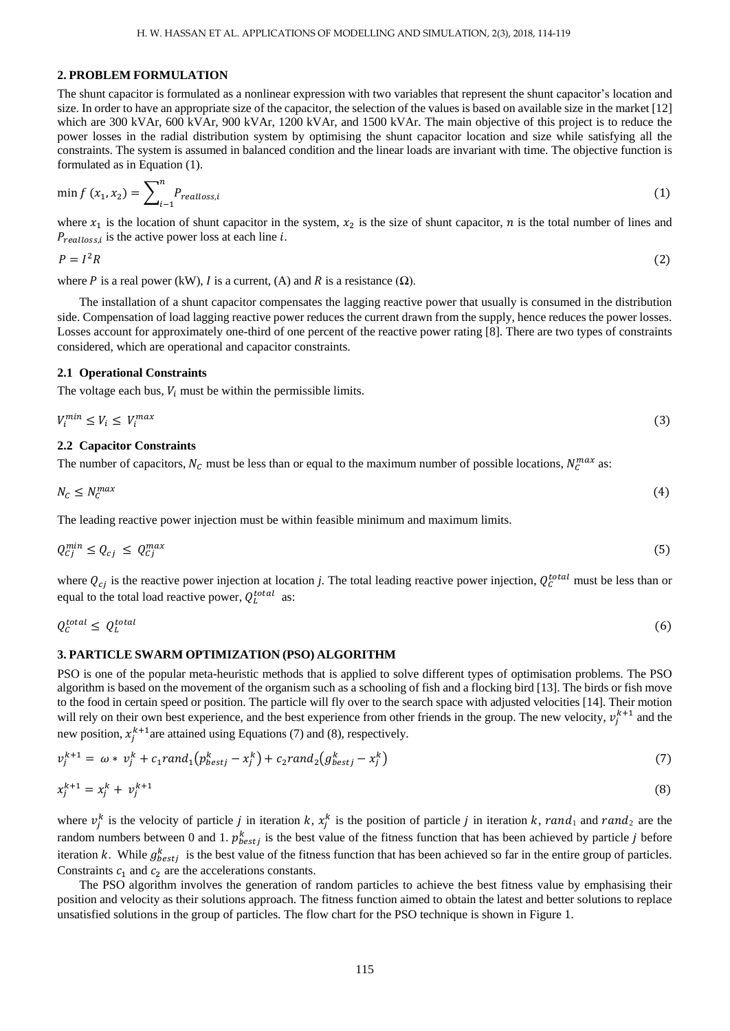## 2. PROBLEM FORMULATION

The shunt capacitor is formulated as a nonlinear expression with two variables that represent the shunt capacitor's location and size. In order to have an appropriate size of the capacitor, the selection of the values is based on available size in the market [12] which are 300 kVAr, 600 kVAr, 900 kVAr, 1200 kVAr, and 1500 kVAr. The main objective of this project is to reduce the power losses in the radial distribution system by optimising the shunt capacitor location and size while satisfying all the constraints. The system is assumed in balanced condition and the linear loads are invariant with time. The objective function is formulated as in Equation (1).

$$\min f\,(x_1, x_2) = \sum\nolimits_{i-1}^{n} P_{realloss,i} \tag{1}$$

where $x_1$ is the location of shunt capacitor in the system, $x_2$ is the size of shunt capacitor, $n$ is the total number of lines and $P_{realloss,i}$ is the active power loss at each line $i$.

$$P = I^2 R \tag{2}$$

where $P$ is a real power (kW), $I$ is a current, (A) and $R$ is a resistance (Ω).

The installation of a shunt capacitor compensates the lagging reactive power that usually is consumed in the distribution side. Compensation of load lagging reactive power reduces the current drawn from the supply, hence reduces the power losses. Losses account for approximately one-third of one percent of the reactive power rating [8]. There are two types of constraints considered, which are operational and capacitor constraints.

### 2.1 Operational Constraints

The voltage each bus, $V_i$ must be within the permissible limits.

$$V_i^{min} \leq V_i \leq V_i^{max} \tag{3}$$

### 2.2 Capacitor Constraints

The number of capacitors, $N_C$ must be less than or equal to the maximum number of possible locations, $N_C^{max}$ as:

$$N_C \leq N_C^{max} \tag{4}$$

The leading reactive power injection must be within feasible minimum and maximum limits.

$$Q_{Cj}^{min} \leq Q_{cj} \leq Q_{Cj}^{max} \tag{5}$$

where $Q_{cj}$ is the reactive power injection at location *j*. The total leading reactive power injection, $Q_C^{total}$ must be less than or equal to the total load reactive power, $Q_L^{total}$ as:

$$Q_C^{total} \leq Q_L^{total} \tag{6}$$

## 3. PARTICLE SWARM OPTIMIZATION (PSO) ALGORITHM

PSO is one of the popular meta-heuristic methods that is applied to solve different types of optimisation problems. The PSO algorithm is based on the movement of the organism such as a schooling of fish and a flocking bird [13]. The birds or fish move to the food in certain speed or position. The particle will fly over to the search space with adjusted velocities [14]. Their motion will rely on their own best experience, and the best experience from other friends in the group. The new velocity, $v_j^{k+1}$ and the new position, $x_j^{k+1}$ are attained using Equations (7) and (8), respectively.

$$v_j^{k+1} = \omega * v_j^k + c_1 rand_1\left(p_{bestj}^k - x_j^k\right) + c_2 rand_2\left(g_{bestj}^k - x_j^k\right) \tag{7}$$

$$x_j^{k+1} = x_j^k + v_j^{k+1} \tag{8}$$

where $v_j^k$ is the velocity of particle $j$ in iteration $k$, $x_j^k$ is the position of particle $j$ in iteration $k$, $rand_1$ and $rand_2$ are the random numbers between 0 and 1. $p_{bestj}^k$ is the best value of the fitness function that has been achieved by particle $j$ before iteration $k$. While $g_{bestj}^k$ is the best value of the fitness function that has been achieved so far in the entire group of particles. Constraints $c_1$ and $c_2$ are the accelerations constants.

The PSO algorithm involves the generation of random particles to achieve the best fitness value by emphasising their position and velocity as their solutions approach. The fitness function aimed to obtain the latest and better solutions to replace unsatisfied solutions in the group of particles. The flow chart for the PSO technique is shown in Figure 1.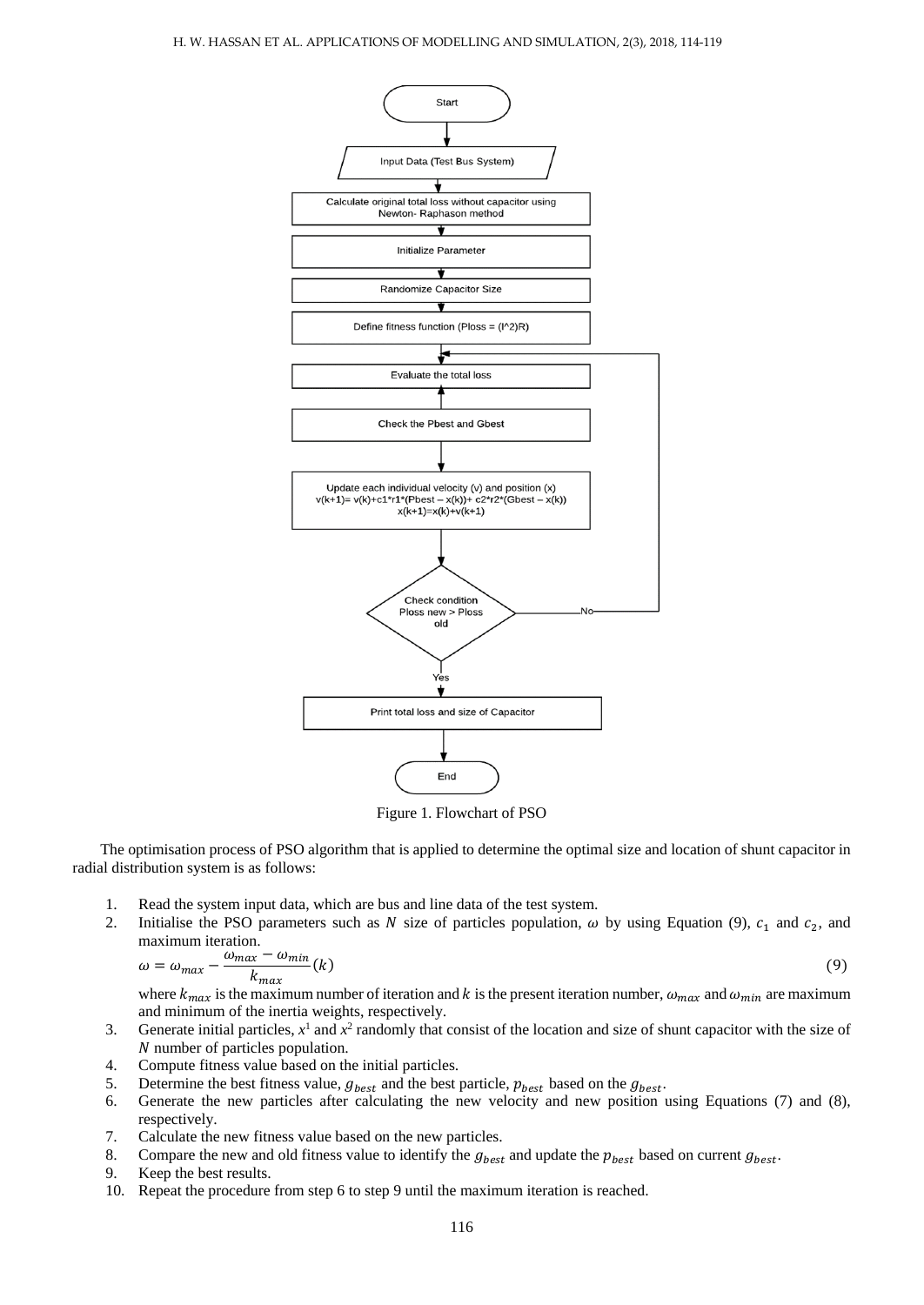Start

Input Data (Test Bus System)

Calculate original total loss without capacitor using Newton- Raphason method

Initialize Parameter

Randomize Capacitor Size

Define fitness function (Ploss = (I^2)R)

Evaluate the total loss

Check the Pbest and Gbest

Update each individual velocity (v) and position (x)
v(k+1)= v(k)+c1*r1*(Pbest – x(k))+ c2*r2*(Gbest – x(k))
x(k+1)=x(k)+v(k+1)

Check condition
Ploss new > Ploss old

No

Yes

Print total loss and size of Capacitor

End

Figure 1. Flowchart of PSO

The optimisation process of PSO algorithm that is applied to determine the optimal size and location of shunt capacitor in radial distribution system is as follows:

1. Read the system input data, which are bus and line data of the test system.
2. Initialise the PSO parameters such as $N$ size of particles population, $\omega$ by using Equation (9), $c_1$ and $c_2$, and maximum iteration.

$$\omega = \omega_{max} - \frac{\omega_{max} - \omega_{min}}{k_{max}}(k) \tag{9}$$

   where $k_{max}$ is the maximum number of iteration and $k$ is the present iteration number, $\omega_{max}$ and $\omega_{min}$ are maximum and minimum of the inertia weights, respectively.
3. Generate initial particles, $x^1$ and $x^2$ randomly that consist of the location and size of shunt capacitor with the size of $N$ number of particles population.
4. Compute fitness value based on the initial particles.
5. Determine the best fitness value, $g_{best}$ and the best particle, $p_{best}$ based on the $g_{best}$.
6. Generate the new particles after calculating the new velocity and new position using Equations (7) and (8), respectively.
7. Calculate the new fitness value based on the new particles.
8. Compare the new and old fitness value to identify the $g_{best}$ and update the $p_{best}$ based on current $g_{best}$.
9. Keep the best results.
10. Repeat the procedure from step 6 to step 9 until the maximum iteration is reached.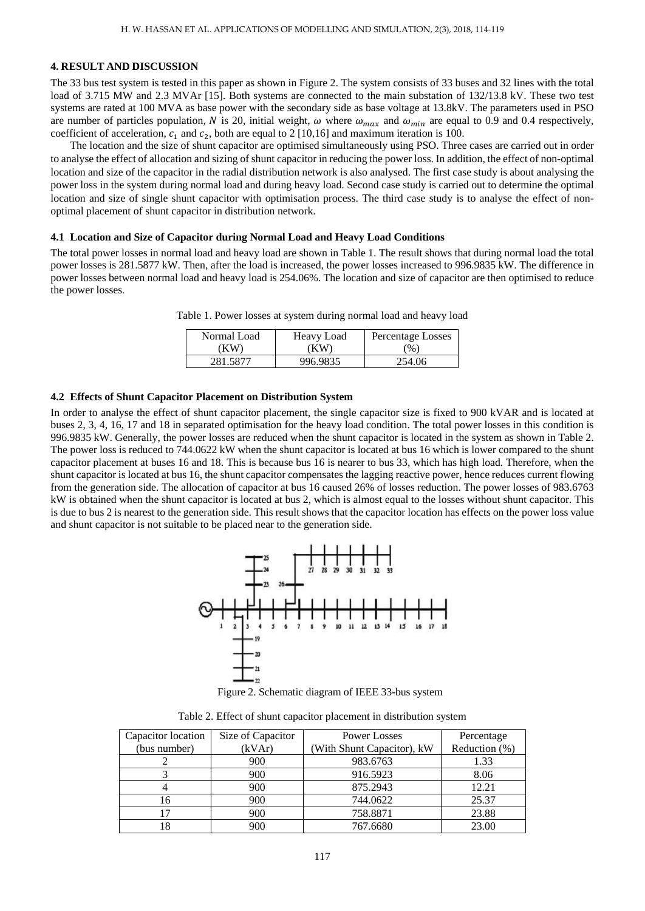## 4. RESULT AND DISCUSSION

The 33 bus test system is tested in this paper as shown in Figure 2. The system consists of 33 buses and 32 lines with the total load of 3.715 MW and 2.3 MVAr [15]. Both systems are connected to the main substation of 132/13.8 kV. These two test systems are rated at 100 MVA as base power with the secondary side as base voltage at 13.8kV. The parameters used in PSO are number of particles population, $N$ is 20, initial weight, $\omega$ where $\omega_{max}$ and $\omega_{min}$ are equal to 0.9 and 0.4 respectively, coefficient of acceleration, $c_1$ and $c_2$, both are equal to 2 [10,16] and maximum iteration is 100.

The location and the size of shunt capacitor are optimised simultaneously using PSO. Three cases are carried out in order to analyse the effect of allocation and sizing of shunt capacitor in reducing the power loss. In addition, the effect of non-optimal location and size of the capacitor in the radial distribution network is also analysed. The first case study is about analysing the power loss in the system during normal load and during heavy load. Second case study is carried out to determine the optimal location and size of single shunt capacitor with optimisation process. The third case study is to analyse the effect of non-optimal placement of shunt capacitor in distribution network.

### 4.1 Location and Size of Capacitor during Normal Load and Heavy Load Conditions

The total power losses in normal load and heavy load are shown in Table 1. The result shows that during normal load the total power losses is 281.5877 kW. Then, after the load is increased, the power losses increased to 996.9835 kW. The difference in power losses between normal load and heavy load is 254.06%. The location and size of capacitor are then optimised to reduce the power losses.

Table 1. Power losses at system during normal load and heavy load

| Normal Load (KW) | Heavy Load (KW) | Percentage Losses (%) |
|---|---|---|
| 281.5877 | 996.9835 | 254.06 |

### 4.2 Effects of Shunt Capacitor Placement on Distribution System

In order to analyse the effect of shunt capacitor placement, the single capacitor size is fixed to 900 kVAR and is located at buses 2, 3, 4, 16, 17 and 18 in separated optimisation for the heavy load condition. The total power losses in this condition is 996.9835 kW. Generally, the power losses are reduced when the shunt capacitor is located in the system as shown in Table 2. The power loss is reduced to 744.0622 kW when the shunt capacitor is located at bus 16 which is lower compared to the shunt capacitor placement at buses 16 and 18. This is because bus 16 is nearer to bus 33, which has high load. Therefore, when the shunt capacitor is located at bus 16, the shunt capacitor compensates the lagging reactive power, hence reduces current flowing from the generation side. The allocation of capacitor at bus 16 caused 26% of losses reduction. The power losses of 983.6763 kW is obtained when the shunt capacitor is located at bus 2, which is almost equal to the losses without shunt capacitor. This is due to bus 2 is nearest to the generation side. This result shows that the capacitor location has effects on the power loss value and shunt capacitor is not suitable to be placed near to the generation side.

25
24
23
26
27 28 29 30 31 32 33
1 2 3 4 5 6 7 8 9 10 11 12 13 14 15 16 17 18
19
20
21
22

Figure 2. Schematic diagram of IEEE 33-bus system

Table 2. Effect of shunt capacitor placement in distribution system

| Capacitor location (bus number) | Size of Capacitor (kVAr) | Power Losses (With Shunt Capacitor), kW | Percentage Reduction (%) |
|---|---|---|---|
| 2 | 900 | 983.6763 | 1.33 |
| 3 | 900 | 916.5923 | 8.06 |
| 4 | 900 | 875.2943 | 12.21 |
| 16 | 900 | 744.0622 | 25.37 |
| 17 | 900 | 758.8871 | 23.88 |
| 18 | 900 | 767.6680 | 23.00 |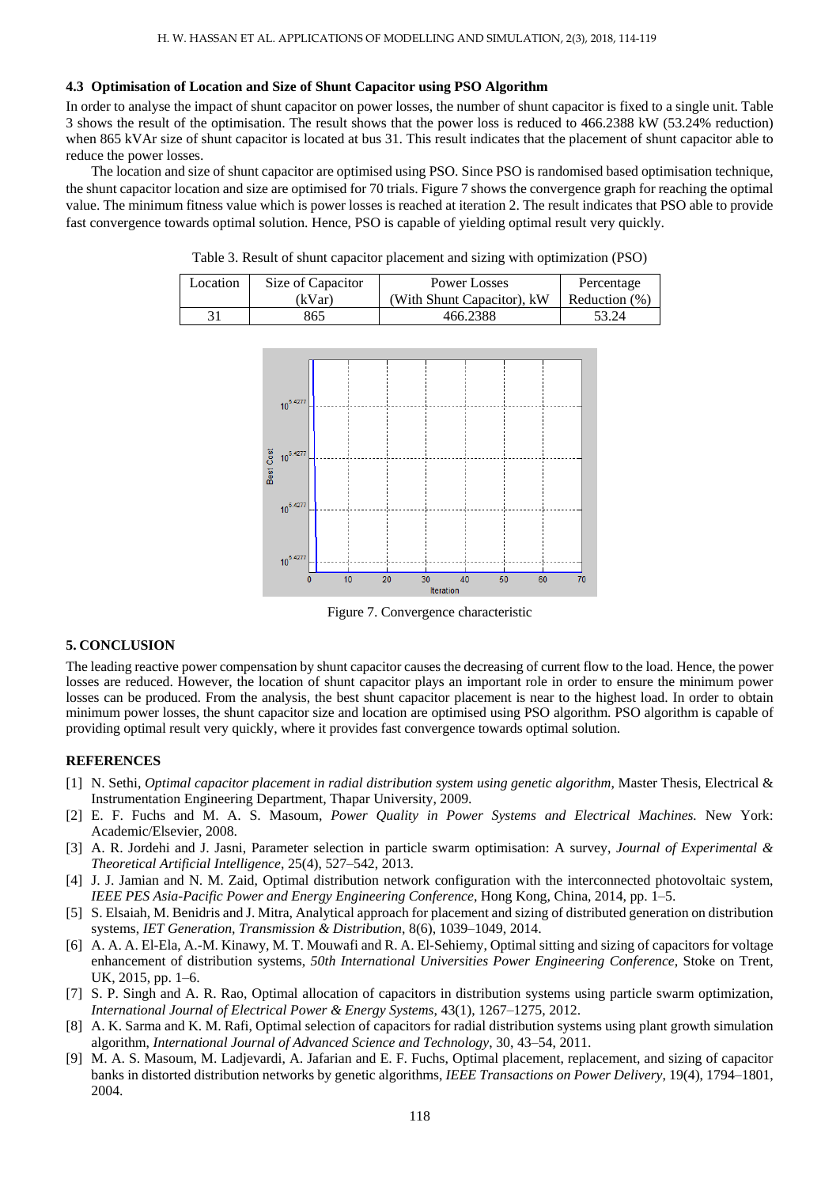### 4.3 Optimisation of Location and Size of Shunt Capacitor using PSO Algorithm

In order to analyse the impact of shunt capacitor on power losses, the number of shunt capacitor is fixed to a single unit. Table 3 shows the result of the optimisation. The result shows that the power loss is reduced to 466.2388 kW (53.24% reduction) when 865 kVAr size of shunt capacitor is located at bus 31. This result indicates that the placement of shunt capacitor able to reduce the power losses.

The location and size of shunt capacitor are optimised using PSO. Since PSO is randomised based optimisation technique, the shunt capacitor location and size are optimised for 70 trials. Figure 7 shows the convergence graph for reaching the optimal value. The minimum fitness value which is power losses is reached at iteration 2. The result indicates that PSO able to provide fast convergence towards optimal solution. Hence, PSO is capable of yielding optimal result very quickly.

Table 3. Result of shunt capacitor placement and sizing with optimization (PSO)

| Location | Size of Capacitor (kVar) | Power Losses (With Shunt Capacitor), kW | Percentage Reduction (%) |
|---|---|---|---|
| 31 | 865 | 466.2388 | 53.24 |

Best Cost
$10^{5.4277}$
$10^{5.4277}$
$10^{5.4277}$
$10^{5.4277}$
0 10 20 30 40 50 60 70
Iteration

Figure 7. Convergence characteristic

## 5. CONCLUSION

The leading reactive power compensation by shunt capacitor causes the decreasing of current flow to the load. Hence, the power losses are reduced. However, the location of shunt capacitor plays an important role in order to ensure the minimum power losses can be produced. From the analysis, the best shunt capacitor placement is near to the highest load. In order to obtain minimum power losses, the shunt capacitor size and location are optimised using PSO algorithm. PSO algorithm is capable of providing optimal result very quickly, where it provides fast convergence towards optimal solution.

## REFERENCES

[1] N. Sethi, *Optimal capacitor placement in radial distribution system using genetic algorithm*, Master Thesis, Electrical & Instrumentation Engineering Department, Thapar University, 2009.

[2] E. F. Fuchs and M. A. S. Masoum, *Power Quality in Power Systems and Electrical Machines.* New York: Academic/Elsevier, 2008.

[3] A. R. Jordehi and J. Jasni, Parameter selection in particle swarm optimisation: A survey, *Journal of Experimental & Theoretical Artificial Intelligence*, 25(4), 527–542, 2013.

[4] J. J. Jamian and N. M. Zaid, Optimal distribution network configuration with the interconnected photovoltaic system, *IEEE PES Asia-Pacific Power and Energy Engineering Conference*, Hong Kong, China, 2014, pp. 1–5.

[5] S. Elsaiah, M. Benidris and J. Mitra, Analytical approach for placement and sizing of distributed generation on distribution systems, *IET Generation, Transmission & Distribution*, 8(6), 1039–1049, 2014.

[6] A. A. A. El-Ela, A.-M. Kinawy, M. T. Mouwafi and R. A. El-Sehiemy, Optimal sitting and sizing of capacitors for voltage enhancement of distribution systems, *50th International Universities Power Engineering Conference*, Stoke on Trent, UK, 2015, pp. 1–6.

[7] S. P. Singh and A. R. Rao, Optimal allocation of capacitors in distribution systems using particle swarm optimization, *International Journal of Electrical Power & Energy Systems*, 43(1), 1267–1275, 2012.

[8] A. K. Sarma and K. M. Rafi, Optimal selection of capacitors for radial distribution systems using plant growth simulation algorithm, *International Journal of Advanced Science and Technology*, 30, 43–54, 2011.

[9] M. A. S. Masoum, M. Ladjevardi, A. Jafarian and E. F. Fuchs, Optimal placement, replacement, and sizing of capacitor banks in distorted distribution networks by genetic algorithms, *IEEE Transactions on Power Delivery*, 19(4), 1794–1801, 2004.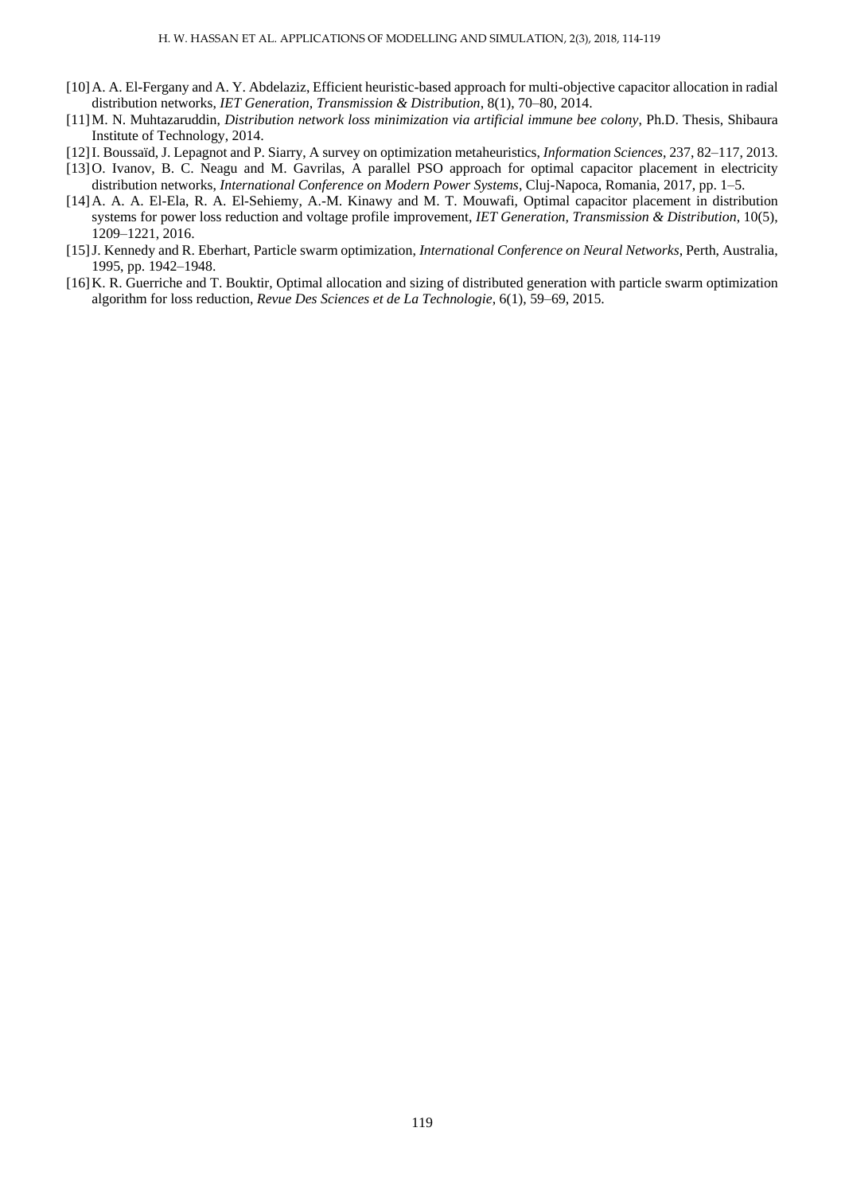[10] A. A. El-Fergany and A. Y. Abdelaziz, Efficient heuristic-based approach for multi-objective capacitor allocation in radial distribution networks, *IET Generation, Transmission & Distribution*, 8(1), 70–80, 2014.

[11] M. N. Muhtazaruddin, *Distribution network loss minimization via artificial immune bee colony*, Ph.D. Thesis, Shibaura Institute of Technology, 2014.

[12] I. Boussaïd, J. Lepagnot and P. Siarry, A survey on optimization metaheuristics, *Information Sciences*, 237, 82–117, 2013.

[13] O. Ivanov, B. C. Neagu and M. Gavrilas, A parallel PSO approach for optimal capacitor placement in electricity distribution networks, *International Conference on Modern Power Systems*, Cluj-Napoca, Romania, 2017, pp. 1–5.

[14] A. A. A. El-Ela, R. A. El-Sehiemy, A.-M. Kinawy and M. T. Mouwafi, Optimal capacitor placement in distribution systems for power loss reduction and voltage profile improvement, *IET Generation, Transmission & Distribution*, 10(5), 1209–1221, 2016.

[15] J. Kennedy and R. Eberhart, Particle swarm optimization, *International Conference on Neural Networks*, Perth, Australia, 1995, pp. 1942–1948.

[16] K. R. Guerriche and T. Bouktir, Optimal allocation and sizing of distributed generation with particle swarm optimization algorithm for loss reduction, *Revue Des Sciences et de La Technologie*, 6(1), 59–69, 2015.